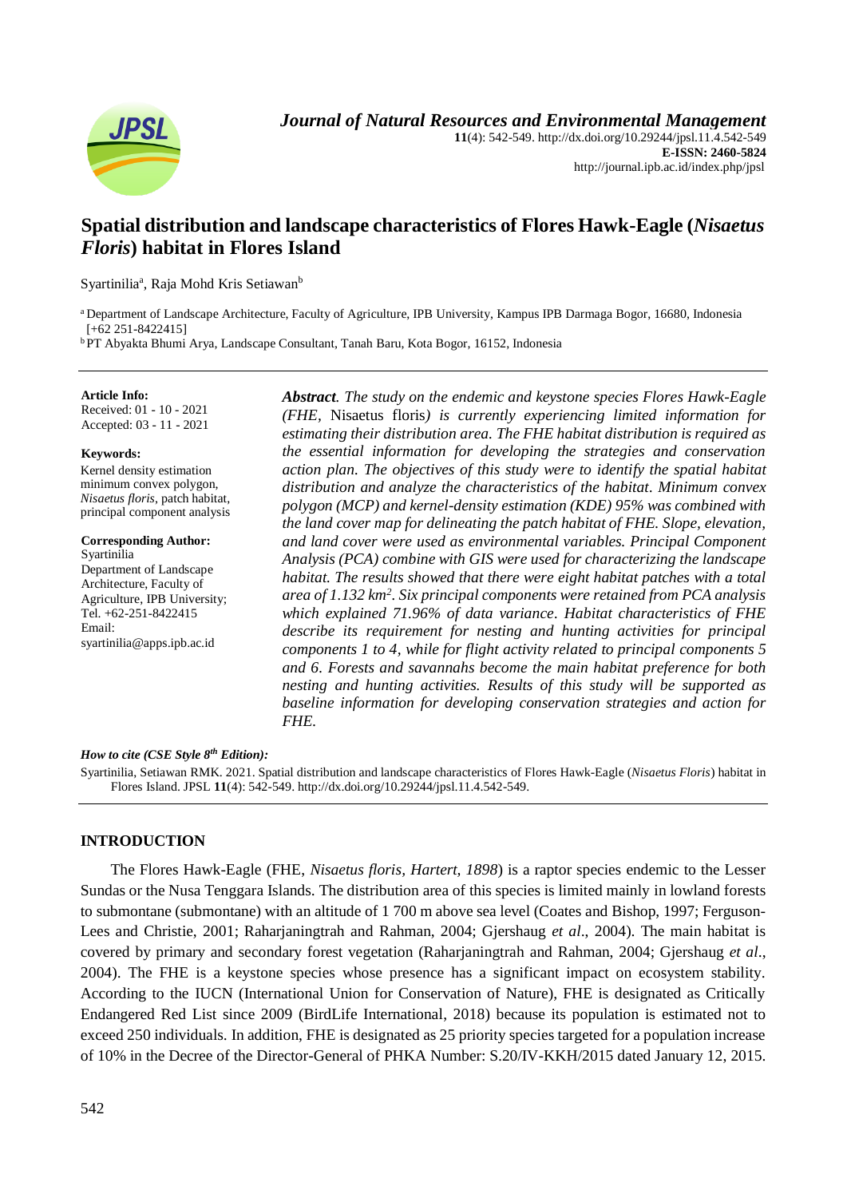# Spatial distribution and landscape characteristics of Flores Hawk-Eagle (*Nisaetus Floris*) habitat in Flores Island

Syartinilia[a], Raja Mohd Kris Setiawan[b]

[a] Department of Landscape Architecture, Faculty of Agriculture, IPB University, Kampus IPB Darmaga Bogor, 16680, Indonesia [+62 251-8422415]
[b] PT Abyakta Bhumi Arya, Landscape Consultant, Tanah Baru, Kota Bogor, 16152, Indonesia

**Article Info:**
Received: 01 - 10 - 2021
Accepted: 03 - 11 - 2021

**Keywords:**
Kernel density estimation minimum convex polygon, *Nisaetus floris*, patch habitat, principal component analysis

**Corresponding Author:**
Syartinilia
Department of Landscape Architecture, Faculty of Agriculture, IPB University;
Tel. +62-251-8422415
Email:
syartinilia@apps.ipb.ac.id

***Abstract****. The study on the endemic and keystone species Flores Hawk-Eagle (FHE,* Nisaetus floris*) is currently experiencing limited information for estimating their distribution area. The FHE habitat distribution is required as the essential information for developing the strategies and conservation action plan. The objectives of this study were to identify the spatial habitat distribution and analyze the characteristics of the habitat. Minimum convex polygon (MCP) and kernel-density estimation (KDE) 95% was combined with the land cover map for delineating the patch habitat of FHE. Slope, elevation, and land cover were used as environmental variables. Principal Component Analysis (PCA) combine with GIS were used for characterizing the landscape habitat. The results showed that there were eight habitat patches with a total area of 1.132 km$^2$. Six principal components were retained from PCA analysis which explained 71.96% of data variance. Habitat characteristics of FHE describe its requirement for nesting and hunting activities for principal components 1 to 4, while for flight activity related to principal components 5 and 6. Forests and savannahs become the main habitat preference for both nesting and hunting activities. Results of this study will be supported as baseline information for developing conservation strategies and action for FHE.*

***How to cite (CSE Style 8th Edition):***

Syartinilia, Setiawan RMK. 2021. Spatial distribution and landscape characteristics of Flores Hawk-Eagle (*Nisaetus Floris*) habitat in Flores Island. JPSL **11**(4): 542-549. http://dx.doi.org/10.29244/jpsl.11.4.542-549.

## INTRODUCTION

The Flores Hawk-Eagle (FHE, *Nisaetus floris, Hartert, 1898*) is a raptor species endemic to the Lesser Sundas or the Nusa Tenggara Islands. The distribution area of this species is limited mainly in lowland forests to submontane (submontane) with an altitude of 1 700 m above sea level (Coates and Bishop, 1997; Ferguson-Lees and Christie, 2001; Raharjaningtrah and Rahman, 2004; Gjershaug *et al*., 2004). The main habitat is covered by primary and secondary forest vegetation (Raharjaningtrah and Rahman, 2004; Gjershaug *et al*., 2004). The FHE is a keystone species whose presence has a significant impact on ecosystem stability. According to the IUCN (International Union for Conservation of Nature), FHE is designated as Critically Endangered Red List since 2009 (BirdLife International, 2018) because its population is estimated not to exceed 250 individuals. In addition, FHE is designated as 25 priority species targeted for a population increase of 10% in the Decree of the Director-General of PHKA Number: S.20/IV-KKH/2015 dated January 12, 2015.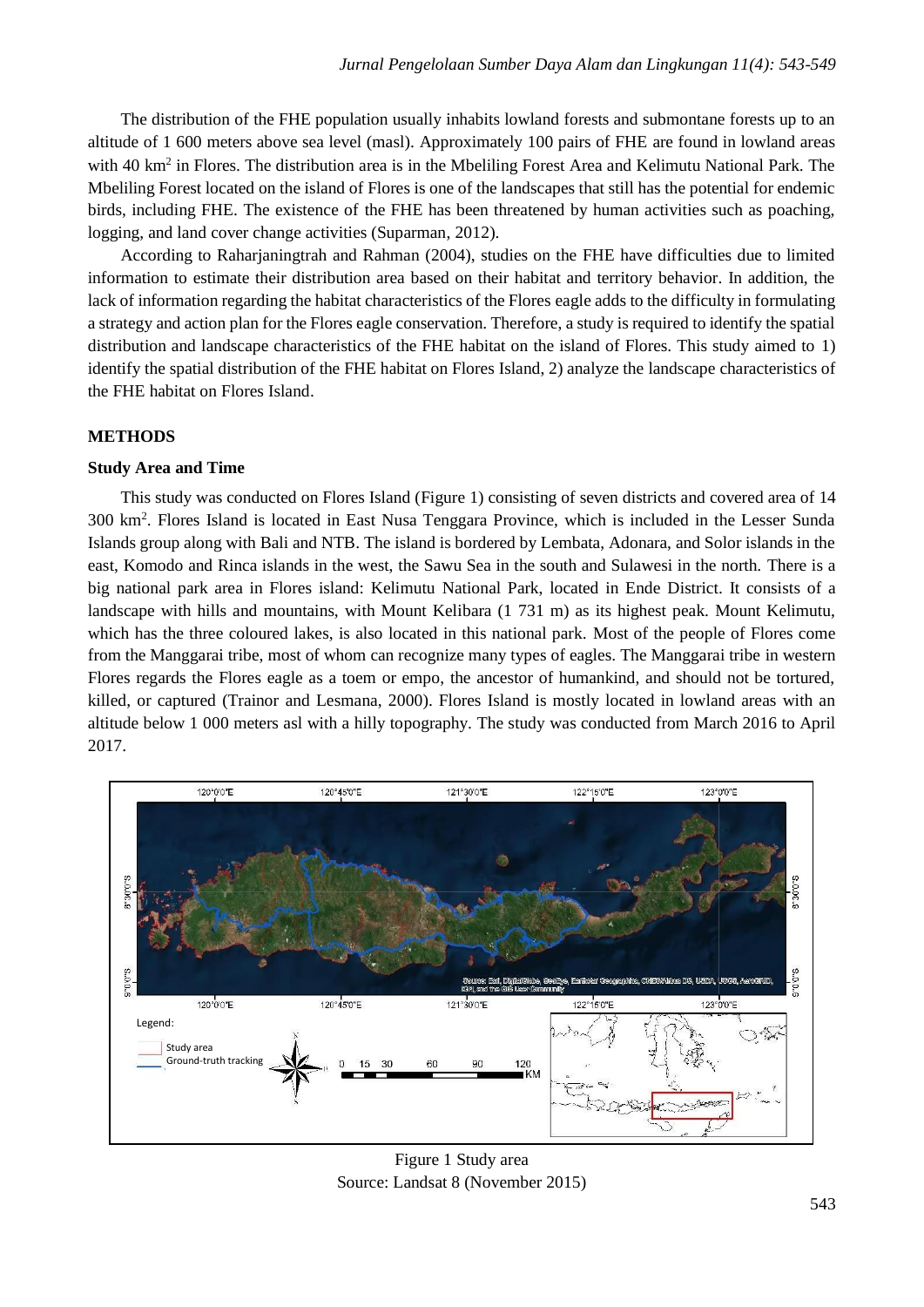The distribution of the FHE population usually inhabits lowland forests and submontane forests up to an altitude of 1 600 meters above sea level (masl). Approximately 100 pairs of FHE are found in lowland areas with 40 km$^2$ in Flores. The distribution area is in the Mbeliling Forest Area and Kelimutu National Park. The Mbeliling Forest located on the island of Flores is one of the landscapes that still has the potential for endemic birds, including FHE. The existence of the FHE has been threatened by human activities such as poaching, logging, and land cover change activities (Suparman, 2012).

According to Raharjaningtrah and Rahman (2004), studies on the FHE have difficulties due to limited information to estimate their distribution area based on their habitat and territory behavior. In addition, the lack of information regarding the habitat characteristics of the Flores eagle adds to the difficulty in formulating a strategy and action plan for the Flores eagle conservation. Therefore, a study is required to identify the spatial distribution and landscape characteristics of the FHE habitat on the island of Flores. This study aimed to 1) identify the spatial distribution of the FHE habitat on Flores Island, 2) analyze the landscape characteristics of the FHE habitat on Flores Island.

## METHODS

### Study Area and Time

This study was conducted on Flores Island (Figure 1) consisting of seven districts and covered area of 14 300 km$^2$. Flores Island is located in East Nusa Tenggara Province, which is included in the Lesser Sunda Islands group along with Bali and NTB. The island is bordered by Lembata, Adonara, and Solor islands in the east, Komodo and Rinca islands in the west, the Sawu Sea in the south and Sulawesi in the north. There is a big national park area in Flores island: Kelimutu National Park, located in Ende District. It consists of a landscape with hills and mountains, with Mount Kelibara (1 731 m) as its highest peak. Mount Kelimutu, which has the three coloured lakes, is also located in this national park. Most of the people of Flores come from the Manggarai tribe, most of whom can recognize many types of eagles. The Manggarai tribe in western Flores regards the Flores eagle as a toem or empo, the ancestor of humankind, and should not be tortured, killed, or captured (Trainor and Lesmana, 2000). Flores Island is mostly located in lowland areas with an altitude below 1 000 meters asl with a hilly topography. The study was conducted from March 2016 to April 2017.

Figure 1 Study area
Source: Landsat 8 (November 2015)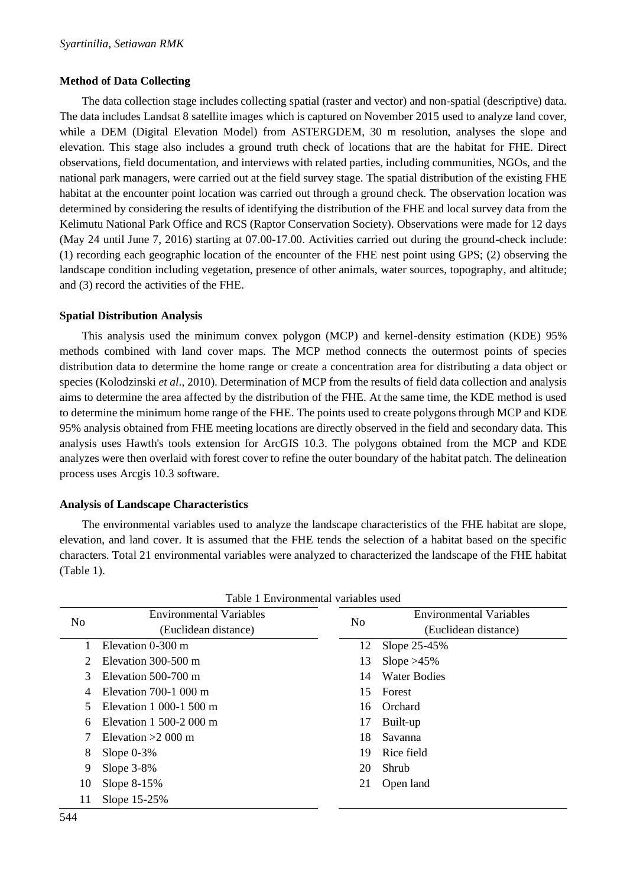### Method of Data Collecting

The data collection stage includes collecting spatial (raster and vector) and non-spatial (descriptive) data. The data includes Landsat 8 satellite images which is captured on November 2015 used to analyze land cover, while a DEM (Digital Elevation Model) from ASTERGDEM, 30 m resolution, analyses the slope and elevation. This stage also includes a ground truth check of locations that are the habitat for FHE. Direct observations, field documentation, and interviews with related parties, including communities, NGOs, and the national park managers, were carried out at the field survey stage. The spatial distribution of the existing FHE habitat at the encounter point location was carried out through a ground check. The observation location was determined by considering the results of identifying the distribution of the FHE and local survey data from the Kelimutu National Park Office and RCS (Raptor Conservation Society). Observations were made for 12 days (May 24 until June 7, 2016) starting at 07.00-17.00. Activities carried out during the ground-check include: (1) recording each geographic location of the encounter of the FHE nest point using GPS; (2) observing the landscape condition including vegetation, presence of other animals, water sources, topography, and altitude; and (3) record the activities of the FHE.

### Spatial Distribution Analysis

This analysis used the minimum convex polygon (MCP) and kernel-density estimation (KDE) 95% methods combined with land cover maps. The MCP method connects the outermost points of species distribution data to determine the home range or create a concentration area for distributing a data object or species (Kolodzinski *et al*., 2010). Determination of MCP from the results of field data collection and analysis aims to determine the area affected by the distribution of the FHE. At the same time, the KDE method is used to determine the minimum home range of the FHE. The points used to create polygons through MCP and KDE 95% analysis obtained from FHE meeting locations are directly observed in the field and secondary data. This analysis uses Hawth's tools extension for ArcGIS 10.3. The polygons obtained from the MCP and KDE analyzes were then overlaid with forest cover to refine the outer boundary of the habitat patch. The delineation process uses Arcgis 10.3 software.

### Analysis of Landscape Characteristics

The environmental variables used to analyze the landscape characteristics of the FHE habitat are slope, elevation, and land cover. It is assumed that the FHE tends the selection of a habitat based on the specific characters. Total 21 environmental variables were analyzed to characterized the landscape of the FHE habitat (Table 1).

Table 1 Environmental variables used

| No | Environmental Variables (Euclidean distance) | No | Environmental Variables (Euclidean distance) |
|---|---|---|---|
| 1 | Elevation 0-300 m | 12 | Slope 25-45% |
| 2 | Elevation 300-500 m | 13 | Slope >45% |
| 3 | Elevation 500-700 m | 14 | Water Bodies |
| 4 | Elevation 700-1 000 m | 15 | Forest |
| 5 | Elevation 1 000-1 500 m | 16 | Orchard |
| 6 | Elevation 1 500-2 000 m | 17 | Built-up |
| 7 | Elevation >2 000 m | 18 | Savanna |
| 8 | Slope 0-3% | 19 | Rice field |
| 9 | Slope 3-8% | 20 | Shrub |
| 10 | Slope 8-15% | 21 | Open land |
| 11 | Slope 15-25% | | |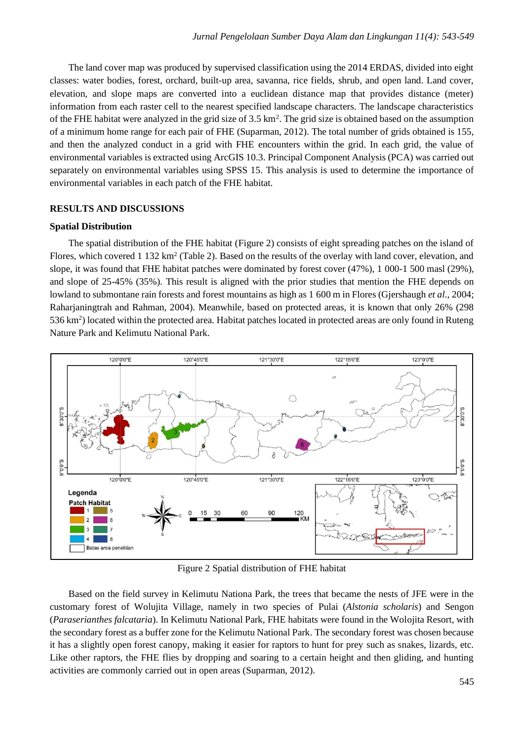The land cover map was produced by supervised classification using the 2014 ERDAS, divided into eight classes: water bodies, forest, orchard, built-up area, savanna, rice fields, shrub, and open land. Land cover, elevation, and slope maps are converted into a euclidean distance map that provides distance (meter) information from each raster cell to the nearest specified landscape characters. The landscape characteristics of the FHE habitat were analyzed in the grid size of 3.5 km$^2$. The grid size is obtained based on the assumption of a minimum home range for each pair of FHE (Suparman, 2012). The total number of grids obtained is 155, and then the analyzed conduct in a grid with FHE encounters within the grid. In each grid, the value of environmental variables is extracted using ArcGIS 10.3. Principal Component Analysis (PCA) was carried out separately on environmental variables using SPSS 15. This analysis is used to determine the importance of environmental variables in each patch of the FHE habitat.

## RESULTS AND DISCUSSIONS

### Spatial Distribution

The spatial distribution of the FHE habitat (Figure 2) consists of eight spreading patches on the island of Flores, which covered 1 132 km$^2$ (Table 2). Based on the results of the overlay with land cover, elevation, and slope, it was found that FHE habitat patches were dominated by forest cover (47%), 1 000-1 500 masl (29%), and slope of 25-45% (35%). This result is aligned with the prior studies that mention the FHE depends on lowland to submontane rain forests and forest mountains as high as 1 600 m in Flores (Gjershaugh *et al*., 2004; Raharjaningtrah and Rahman, 2004). Meanwhile, based on protected areas, it is known that only 26% (298 536 km$^2$) located within the protected area. Habitat patches located in protected areas are only found in Ruteng Nature Park and Kelimutu National Park.

Figure 2 Spatial distribution of FHE habitat

Based on the field survey in Kelimutu Nationa Park, the trees that became the nests of JFE were in the customary forest of Wolujita Village, namely in two species of Pulai (*Alstonia scholaris*) and Sengon (*Paraserianthes falcataria*). In Kelimutu National Park, FHE habitats were found in the Wolojita Resort, with the secondary forest as a buffer zone for the Kelimutu National Park. The secondary forest was chosen because it has a slightly open forest canopy, making it easier for raptors to hunt for prey such as snakes, lizards, etc. Like other raptors, the FHE flies by dropping and soaring to a certain height and then gliding, and hunting activities are commonly carried out in open areas (Suparman, 2012).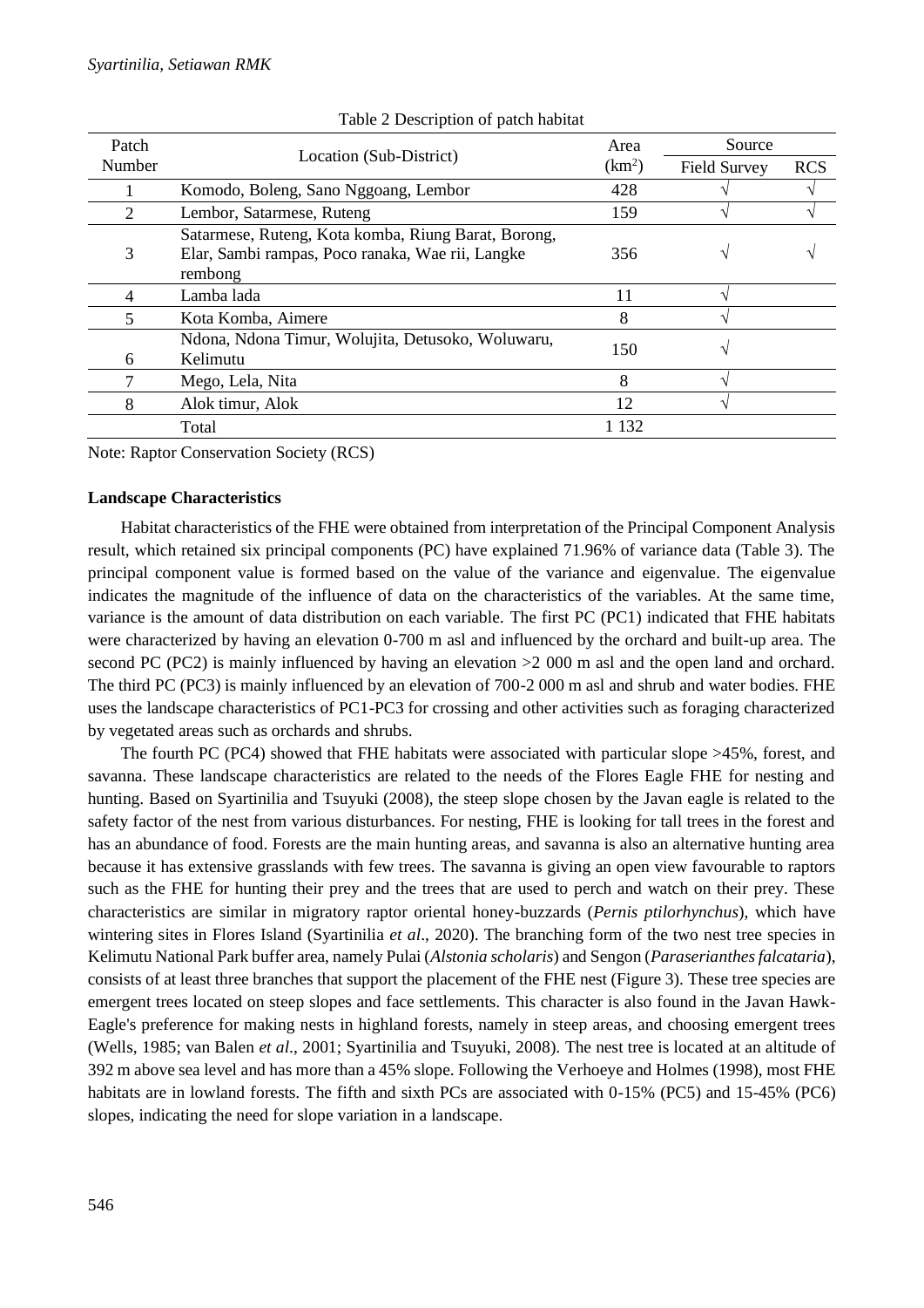Table 2 Description of patch habitat

| Patch Number | Location (Sub-District) | Area ($km^2$) | Source | |
|---|---|---|---|---|
| | | | Field Survey | RCS |
| 1 | Komodo, Boleng, Sano Nggoang, Lembor | 428 | √ | √ |
| 2 | Lembor, Satarmese, Ruteng | 159 | √ | √ |
| 3 | Satarmese, Ruteng, Kota komba, Riung Barat, Borong, Elar, Sambi rampas, Poco ranaka, Wae rii, Langke rembong | 356 | √ | √ |
| 4 | Lamba lada | 11 | √ | |
| 5 | Kota Komba, Aimere | 8 | √ | |
| 6 | Ndona, Ndona Timur, Wolujita, Detusoko, Woluwaru, Kelimutu | 150 | √ | |
| 7 | Mego, Lela, Nita | 8 | √ | |
| 8 | Alok timur, Alok | 12 | √ | |
| | Total | 1 132 | | |

Note: Raptor Conservation Society (RCS)

### Landscape Characteristics

Habitat characteristics of the FHE were obtained from interpretation of the Principal Component Analysis result, which retained six principal components (PC) have explained 71.96% of variance data (Table 3). The principal component value is formed based on the value of the variance and eigenvalue. The eigenvalue indicates the magnitude of the influence of data on the characteristics of the variables. At the same time, variance is the amount of data distribution on each variable. The first PC (PC1) indicated that FHE habitats were characterized by having an elevation 0-700 m asl and influenced by the orchard and built-up area. The second PC (PC2) is mainly influenced by having an elevation >2 000 m asl and the open land and orchard. The third PC (PC3) is mainly influenced by an elevation of 700-2 000 m asl and shrub and water bodies. FHE uses the landscape characteristics of PC1-PC3 for crossing and other activities such as foraging characterized by vegetated areas such as orchards and shrubs.

The fourth PC (PC4) showed that FHE habitats were associated with particular slope >45%, forest, and savanna. These landscape characteristics are related to the needs of the Flores Eagle FHE for nesting and hunting. Based on Syartinilia and Tsuyuki (2008), the steep slope chosen by the Javan eagle is related to the safety factor of the nest from various disturbances. For nesting, FHE is looking for tall trees in the forest and has an abundance of food. Forests are the main hunting areas, and savanna is also an alternative hunting area because it has extensive grasslands with few trees. The savanna is giving an open view favourable to raptors such as the FHE for hunting their prey and the trees that are used to perch and watch on their prey. These characteristics are similar in migratory raptor oriental honey-buzzards (*Pernis ptilorhynchus*), which have wintering sites in Flores Island (Syartinilia *et al*., 2020). The branching form of the two nest tree species in Kelimutu National Park buffer area, namely Pulai (*Alstonia scholaris*) and Sengon (*Paraserianthes falcataria*), consists of at least three branches that support the placement of the FHE nest (Figure 3). These tree species are emergent trees located on steep slopes and face settlements. This character is also found in the Javan Hawk-Eagle's preference for making nests in highland forests, namely in steep areas, and choosing emergent trees (Wells, 1985; van Balen *et al*., 2001; Syartinilia and Tsuyuki, 2008). The nest tree is located at an altitude of 392 m above sea level and has more than a 45% slope. Following the Verhoeye and Holmes (1998), most FHE habitats are in lowland forests. The fifth and sixth PCs are associated with 0-15% (PC5) and 15-45% (PC6) slopes, indicating the need for slope variation in a landscape.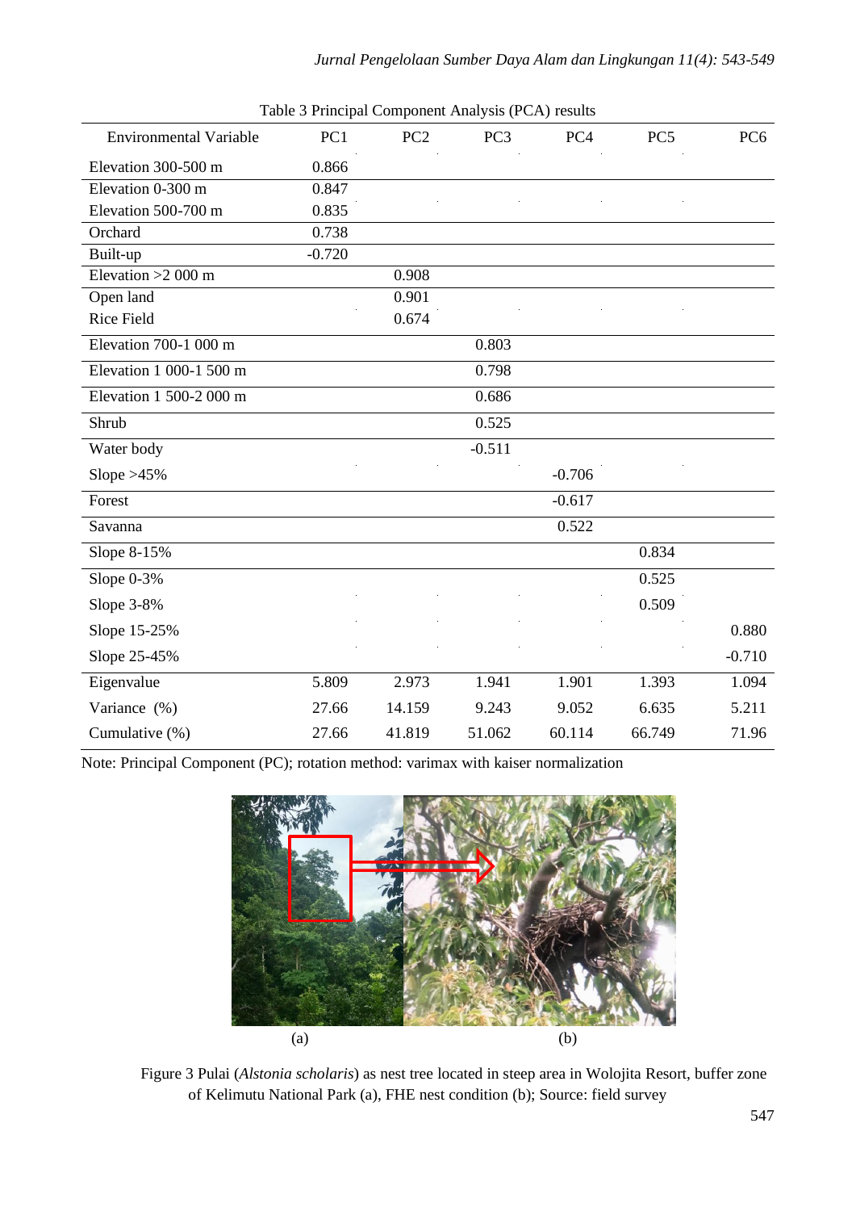Table 3 Principal Component Analysis (PCA) results

| Environmental Variable | PC1 | PC2 | PC3 | PC4 | PC5 | PC6 |
|---|---|---|---|---|---|---|
| Elevation 300-500 m | 0.866 | | | | | |
| Elevation 0-300 m | 0.847 | | | | | |
| Elevation 500-700 m | 0.835 | | | | | |
| Orchard | 0.738 | | | | | |
| Built-up | -0.720 | | | | | |
| Elevation >2 000 m | | 0.908 | | | | |
| Open land | | 0.901 | | | | |
| Rice Field | | 0.674 | | | | |
| Elevation 700-1 000 m | | | 0.803 | | | |
| Elevation 1 000-1 500 m | | | 0.798 | | | |
| Elevation 1 500-2 000 m | | | 0.686 | | | |
| Shrub | | | 0.525 | | | |
| Water body | | | -0.511 | | | |
| Slope >45% | | | | -0.706 | | |
| Forest | | | | -0.617 | | |
| Savanna | | | | 0.522 | | |
| Slope 8-15% | | | | | 0.834 | |
| Slope 0-3% | | | | | 0.525 | |
| Slope 3-8% | | | | | 0.509 | |
| Slope 15-25% | | | | | | 0.880 |
| Slope 25-45% | | | | | | -0.710 |
| Eigenvalue | 5.809 | 2.973 | 1.941 | 1.901 | 1.393 | 1.094 |
| Variance (%) | 27.66 | 14.159 | 9.243 | 9.052 | 6.635 | 5.211 |
| Cumulative (%) | 27.66 | 41.819 | 51.062 | 60.114 | 66.749 | 71.96 |

Note: Principal Component (PC); rotation method: varimax with kaiser normalization

(a) (b)

Figure 3 Pulai (*Alstonia scholaris*) as nest tree located in steep area in Wolojita Resort, buffer zone of Kelimutu National Park (a), FHE nest condition (b); Source: field survey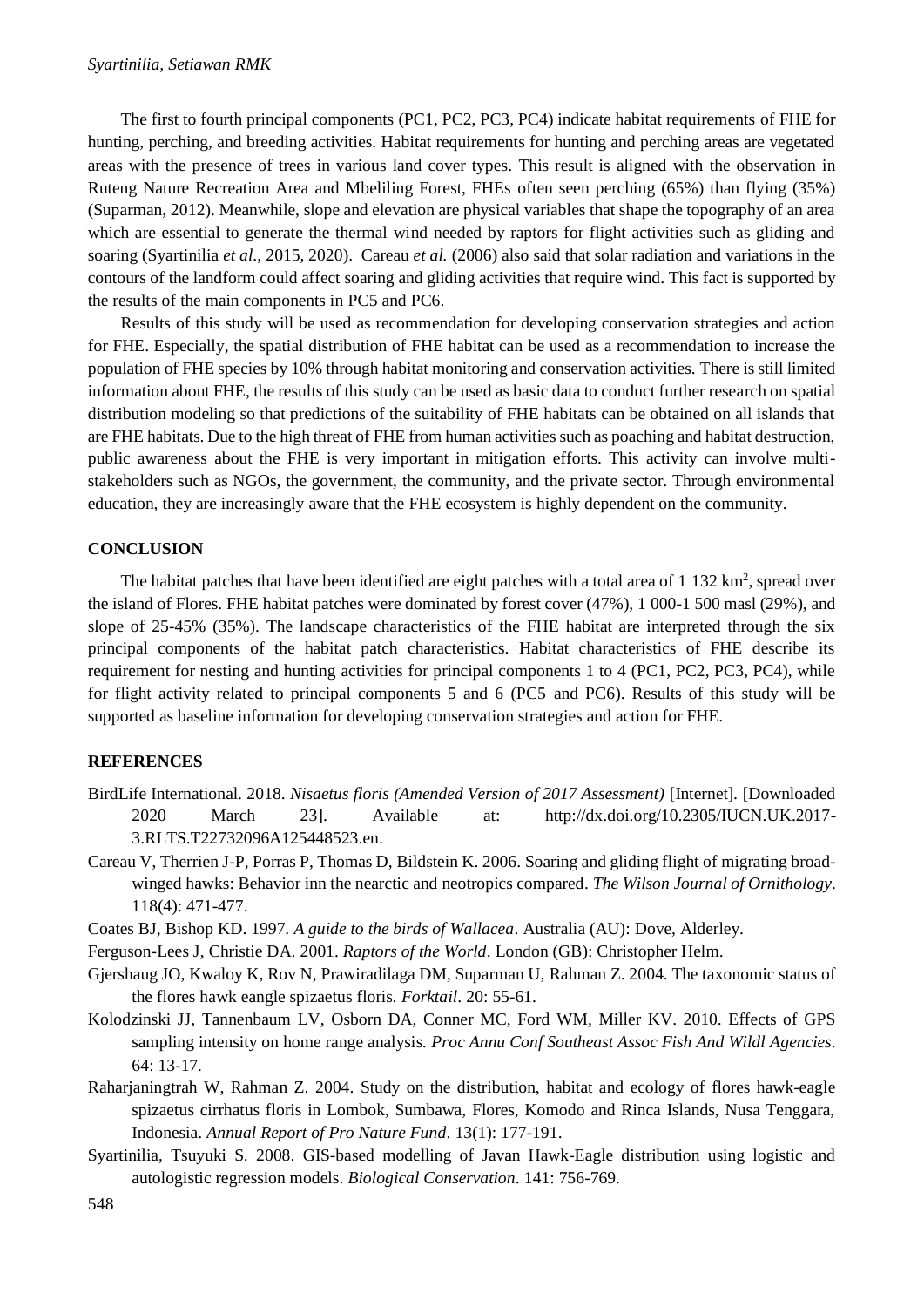The first to fourth principal components (PC1, PC2, PC3, PC4) indicate habitat requirements of FHE for hunting, perching, and breeding activities. Habitat requirements for hunting and perching areas are vegetated areas with the presence of trees in various land cover types. This result is aligned with the observation in Ruteng Nature Recreation Area and Mbeliling Forest, FHEs often seen perching (65%) than flying (35%) (Suparman, 2012). Meanwhile, slope and elevation are physical variables that shape the topography of an area which are essential to generate the thermal wind needed by raptors for flight activities such as gliding and soaring (Syartinilia *et al.*, 2015, 2020). Careau *et al.* (2006) also said that solar radiation and variations in the contours of the landform could affect soaring and gliding activities that require wind. This fact is supported by the results of the main components in PC5 and PC6.

Results of this study will be used as recommendation for developing conservation strategies and action for FHE. Especially, the spatial distribution of FHE habitat can be used as a recommendation to increase the population of FHE species by 10% through habitat monitoring and conservation activities. There is still limited information about FHE, the results of this study can be used as basic data to conduct further research on spatial distribution modeling so that predictions of the suitability of FHE habitats can be obtained on all islands that are FHE habitats. Due to the high threat of FHE from human activities such as poaching and habitat destruction, public awareness about the FHE is very important in mitigation efforts. This activity can involve multi-stakeholders such as NGOs, the government, the community, and the private sector. Through environmental education, they are increasingly aware that the FHE ecosystem is highly dependent on the community.

## CONCLUSION

The habitat patches that have been identified are eight patches with a total area of 1 132 km$^2$, spread over the island of Flores. FHE habitat patches were dominated by forest cover (47%), 1 000-1 500 masl (29%), and slope of 25-45% (35%). The landscape characteristics of the FHE habitat are interpreted through the six principal components of the habitat patch characteristics. Habitat characteristics of FHE describe its requirement for nesting and hunting activities for principal components 1 to 4 (PC1, PC2, PC3, PC4), while for flight activity related to principal components 5 and 6 (PC5 and PC6). Results of this study will be supported as baseline information for developing conservation strategies and action for FHE.

## REFERENCES

BirdLife International. 2018. *Nisaetus floris (Amended Version of 2017 Assessment)* [Internet]. [Downloaded 2020 March 23]. Available at: http://dx.doi.org/10.2305/IUCN.UK.2017-3.RLTS.T22732096A125448523.en.

Careau V, Therrien J-P, Porras P, Thomas D, Bildstein K. 2006. Soaring and gliding flight of migrating broad-winged hawks: Behavior inn the nearctic and neotropics compared. *The Wilson Journal of Ornithology*. 118(4): 471-477.

Coates BJ, Bishop KD. 1997. *A guide to the birds of Wallacea*. Australia (AU): Dove, Alderley.

Ferguson-Lees J, Christie DA. 2001. *Raptors of the World*. London (GB): Christopher Helm.

Gjershaug JO, Kvaloy K, Rov N, Prawiradilaga DM, Suparman U, Rahman Z. 2004. The taxonomic status of the flores hawk eangle spizaetus floris. *Forktail*. 20: 55-61.

Kolodzinski JJ, Tannenbaum LV, Osborn DA, Conner MC, Ford WM, Miller KV. 2010. Effects of GPS sampling intensity on home range analysis. *Proc Annu Conf Southeast Assoc Fish And Wildl Agencies*. 64: 13-17.

Raharjaningtrah W, Rahman Z. 2004. Study on the distribution, habitat and ecology of flores hawk-eagle spizaetus cirrhatus floris in Lombok, Sumbawa, Flores, Komodo and Rinca Islands, Nusa Tenggara, Indonesia. *Annual Report of Pro Nature Fund*. 13(1): 177-191.

Syartinilia, Tsuyuki S. 2008. GIS-based modelling of Javan Hawk-Eagle distribution using logistic and autologistic regression models. *Biological Conservation*. 141: 756-769.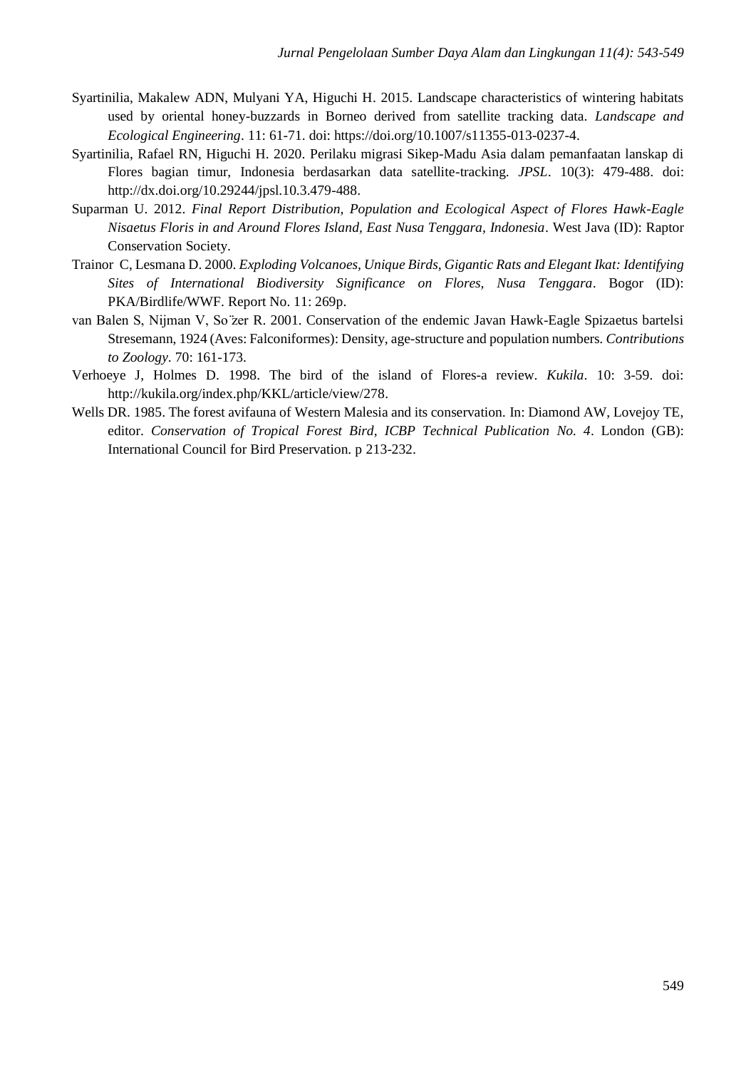Syartinilia, Makalew ADN, Mulyani YA, Higuchi H. 2015. Landscape characteristics of wintering habitats used by oriental honey-buzzards in Borneo derived from satellite tracking data. *Landscape and Ecological Engineering*. 11: 61-71. doi: https://doi.org/10.1007/s11355-013-0237-4.

Syartinilia, Rafael RN, Higuchi H. 2020. Perilaku migrasi Sikep-Madu Asia dalam pemanfaatan lanskap di Flores bagian timur, Indonesia berdasarkan data satellite-tracking. *JPSL*. 10(3): 479-488. doi: http://dx.doi.org/10.29244/jpsl.10.3.479-488.

Suparman U. 2012. *Final Report Distribution, Population and Ecological Aspect of Flores Hawk-Eagle Nisaetus Floris in and Around Flores Island, East Nusa Tenggara, Indonesia*. West Java (ID): Raptor Conservation Society.

Trainor C, Lesmana D. 2000. *Exploding Volcanoes, Unique Birds, Gigantic Rats and Elegant Ikat: Identifying Sites of International Biodiversity Significance on Flores, Nusa Tenggara*. Bogor (ID): PKA/Birdlife/WWF. Report No. 11: 269p.

van Balen S, Nijman V, So ̈zer R. 2001. Conservation of the endemic Javan Hawk-Eagle Spizaetus bartelsi Stresemann, 1924 (Aves: Falconiformes): Density, age-structure and population numbers. *Contributions to Zoology*. 70: 161-173.

Verhoeye J, Holmes D. 1998. The bird of the island of Flores-a review. *Kukila*. 10: 3-59. doi: http://kukila.org/index.php/KKL/article/view/278.

Wells DR. 1985. The forest avifauna of Western Malesia and its conservation. In: Diamond AW, Lovejoy TE, editor. *Conservation of Tropical Forest Bird, ICBP Technical Publication No. 4*. London (GB): International Council for Bird Preservation. p 213-232.